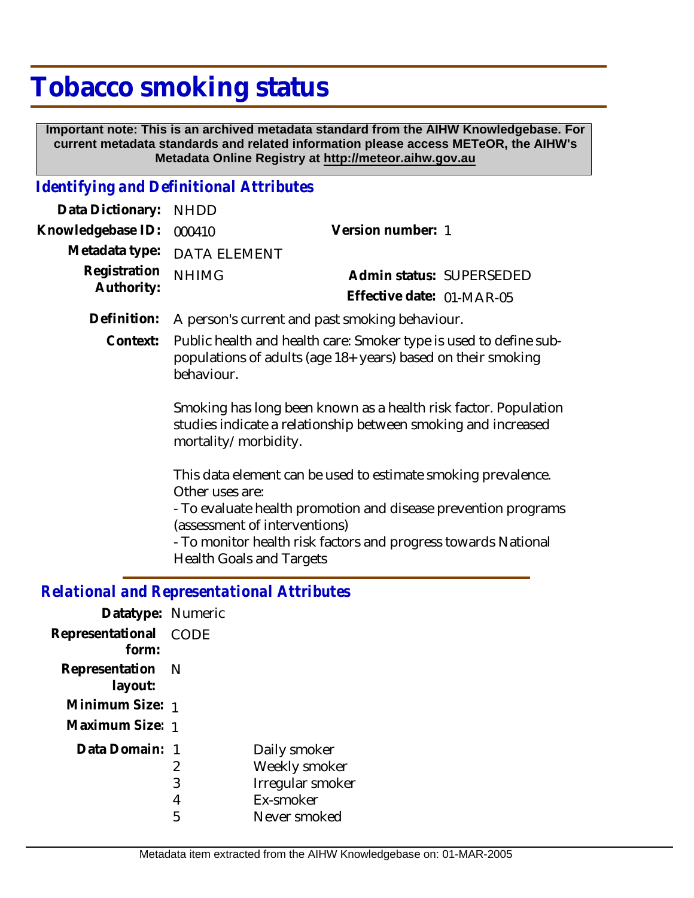# Tobacco smoking status

**Important note: This is an archived metadata standard from the AIHW Knowledgebase. For current metadata standards and related information please access METeOR, the AIHW's Metadata Online Registry at http://meteor.aihw.gov.au**

## *Identifying and Definitional Attributes*

| | | | |
|---|---|---|---|
| **Data Dictionary:** | NHDD | | |
| **Knowledgebase ID:** | 000410 | **Version number:** | 1 |
| **Metadata type:** | DATA ELEMENT | | |
| **Registration Authority:** | NHIMG | **Admin status:** | SUPERSEDED |
| | | **Effective date:** | 01-MAR-05 |

**Definition:** A person's current and past smoking behaviour.

**Context:** Public health and health care: Smoker type is used to define sub-populations of adults (age 18+ years) based on their smoking behaviour.

Smoking has long been known as a health risk factor. Population studies indicate a relationship between smoking and increased mortality/morbidity.

This data element can be used to estimate smoking prevalence. Other uses are:
- To evaluate health promotion and disease prevention programs (assessment of interventions)
- To monitor health risk factors and progress towards National Health Goals and Targets

## *Relational and Representational Attributes*

**Datatype:** Numeric

**Representational form:** CODE

**Representation layout:** N

**Minimum Size:** 1

**Maximum Size:** 1

**Data Domain:**

| Code | Description |
|---|---|
| 1 | Daily smoker |
| 2 | Weekly smoker |
| 3 | Irregular smoker |
| 4 | Ex-smoker |
| 5 | Never smoked |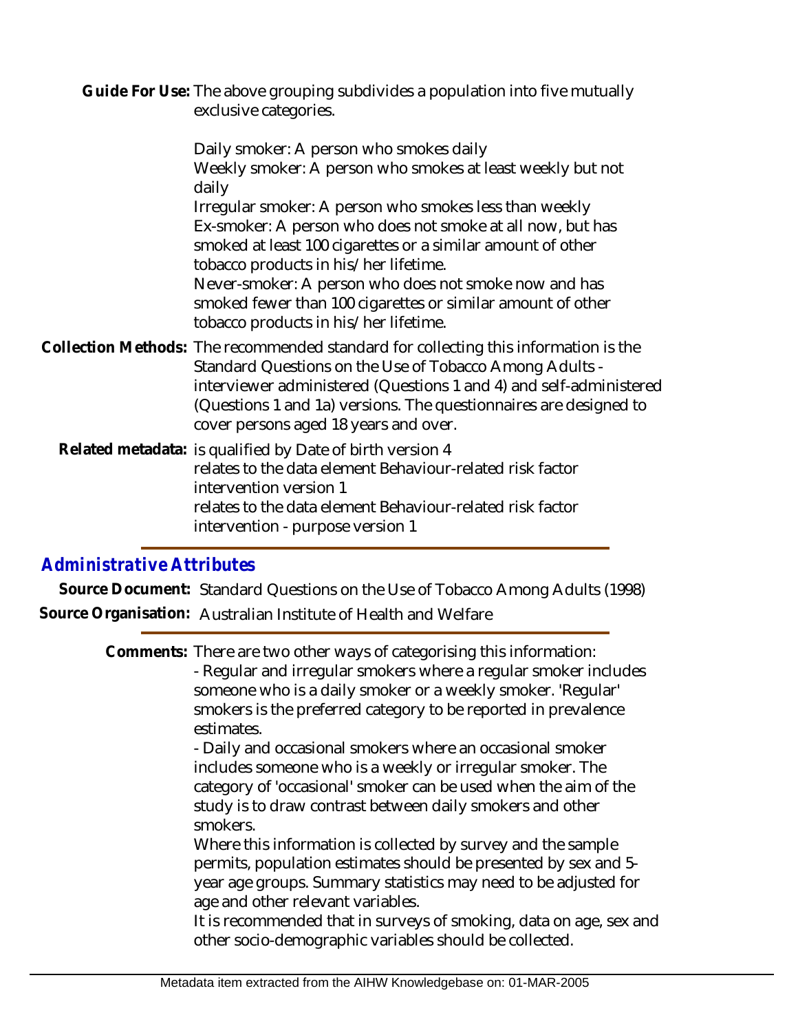**Guide For Use:** The above grouping subdivides a population into five mutually exclusive categories.

Daily smoker: A person who smokes daily
Weekly smoker: A person who smokes at least weekly but not daily
Irregular smoker: A person who smokes less than weekly
Ex-smoker: A person who does not smoke at all now, but has smoked at least 100 cigarettes or a similar amount of other tobacco products in his/her lifetime.
Never-smoker: A person who does not smoke now and has smoked fewer than 100 cigarettes or similar amount of other tobacco products in his/her lifetime.

**Collection Methods:** The recommended standard for collecting this information is the Standard Questions on the Use of Tobacco Among Adults - interviewer administered (Questions 1 and 4) and self-administered (Questions 1 and 1a) versions. The questionnaires are designed to cover persons aged 18 years and over.

**Related metadata:** is qualified by Date of birth version 4
relates to the data element Behaviour-related risk factor intervention version 1
relates to the data element Behaviour-related risk factor intervention - purpose version 1

## *Administrative Attributes*

**Source Document:** Standard Questions on the Use of Tobacco Among Adults (1998)

**Source Organisation:** Australian Institute of Health and Welfare

**Comments:** There are two other ways of categorising this information:
- Regular and irregular smokers where a regular smoker includes someone who is a daily smoker or a weekly smoker. 'Regular' smokers is the preferred category to be reported in prevalence estimates.
- Daily and occasional smokers where an occasional smoker includes someone who is a weekly or irregular smoker. The category of 'occasional' smoker can be used when the aim of the study is to draw contrast between daily smokers and other smokers.

Where this information is collected by survey and the sample permits, population estimates should be presented by sex and 5-year age groups. Summary statistics may need to be adjusted for age and other relevant variables.
It is recommended that in surveys of smoking, data on age, sex and other socio-demographic variables should be collected.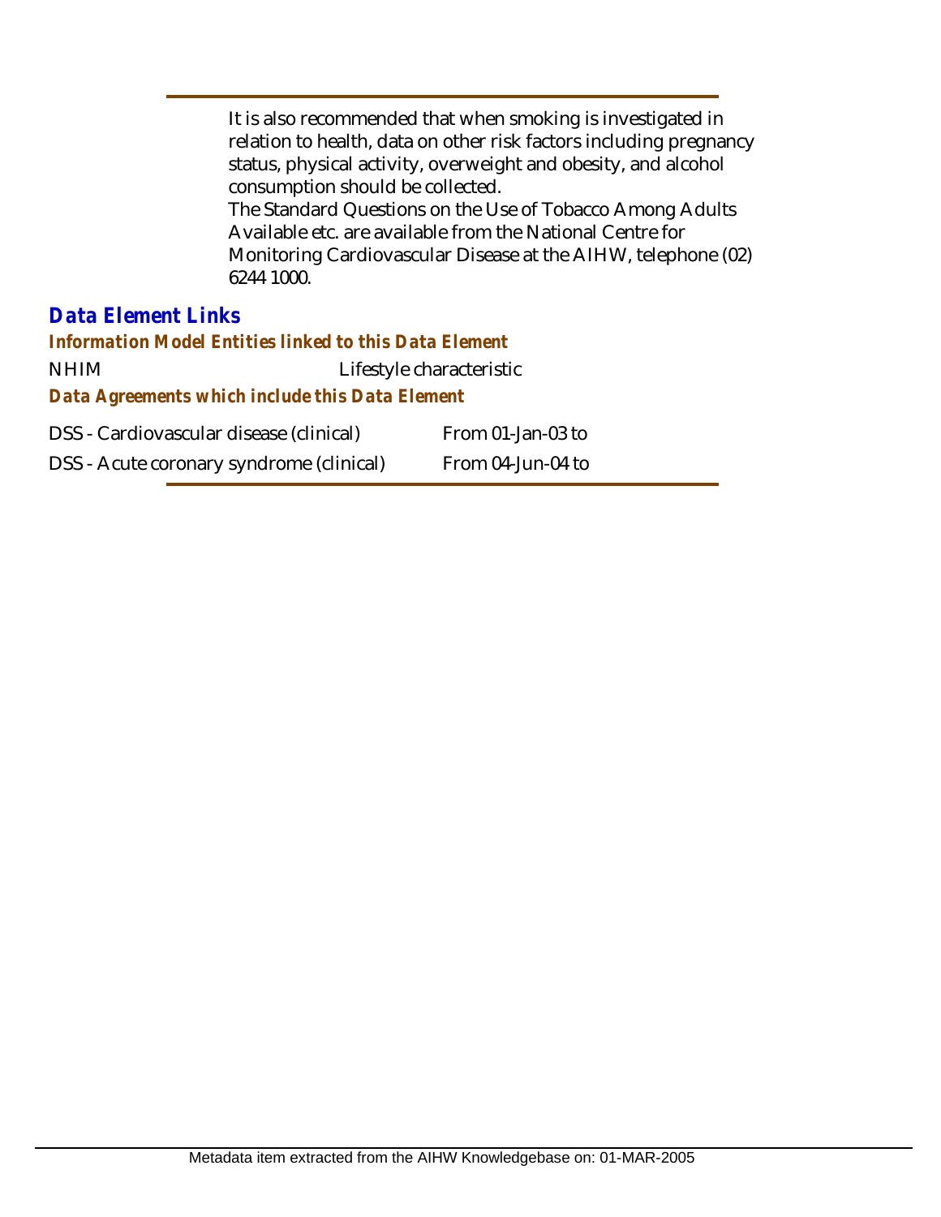It is also recommended that when smoking is investigated in relation to health, data on other risk factors including pregnancy status, physical activity, overweight and obesity, and alcohol consumption should be collected.

The Standard Questions on the Use of Tobacco Among Adults Available etc. are available from the National Centre for Monitoring Cardiovascular Disease at the AIHW, telephone (02) 6244 1000.

## Data Element Links

### *Information Model Entities linked to this Data Element*

| | |
|---|---|
| NHIM | Lifestyle characteristic |

### *Data Agreements which include this Data Element*

| | |
|---|---|
| DSS - Cardiovascular disease (clinical) | From 01-Jan-03 to |
| DSS - Acute coronary syndrome (clinical) | From 04-Jun-04 to |

Metadata item extracted from the AIHW Knowledgebase on: 01-MAR-2005